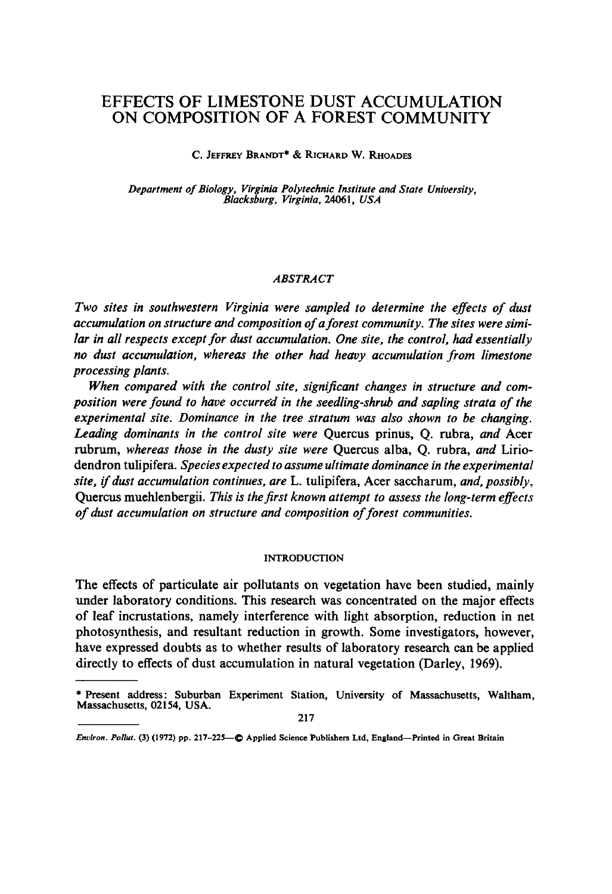# EFFECTS OF LIMESTONE DUST ACCUMULATION ON COMPOSITION OF A FOREST COMMUNITY

C. JEFFREY BRANDT* & RICHARD W. RHOADES

*Department of Biology, Virginia Polytechnic Institute and State University, Blacksburg, Virginia, 24061, USA*

## ABSTRACT

*Two sites in southwestern Virginia were sampled to determine the effects of dust accumulation on structure and composition of a forest community. The sites were similar in all respects except for dust accumulation. One site, the control, had essentially no dust accumulation, whereas the other had heavy accumulation from limestone processing plants.*

*When compared with the control site, significant changes in structure and composition were found to have occurred in the seedling-shrub and sapling strata of the experimental site. Dominance in the tree stratum was also shown to be changing. Leading dominants in the control site were* Quercus prinus, Q. rubra, *and* Acer rubrum, *whereas those in the dusty site were* Quercus alba, Q. rubra, *and* Liriodendron tulipifera. *Species expected to assume ultimate dominance in the experimental site, if dust accumulation continues, are* L. tulipifera, Acer saccharum, *and, possibly,* Quercus muehlenbergii. *This is the first known attempt to assess the long-term effects of dust accumulation on structure and composition of forest communities.*

## INTRODUCTION

The effects of particulate air pollutants on vegetation have been studied, mainly under laboratory conditions. This research was concentrated on the major effects of leaf incrustations, namely interference with light absorption, reduction in net photosynthesis, and resultant reduction in growth. Some investigators, however, have expressed doubts as to whether results of laboratory research can be applied directly to effects of dust accumulation in natural vegetation (Darley, 1969).

---

* Present address: Suburban Experiment Station, University of Massachusetts, Waltham, Massachusetts, 02154, USA.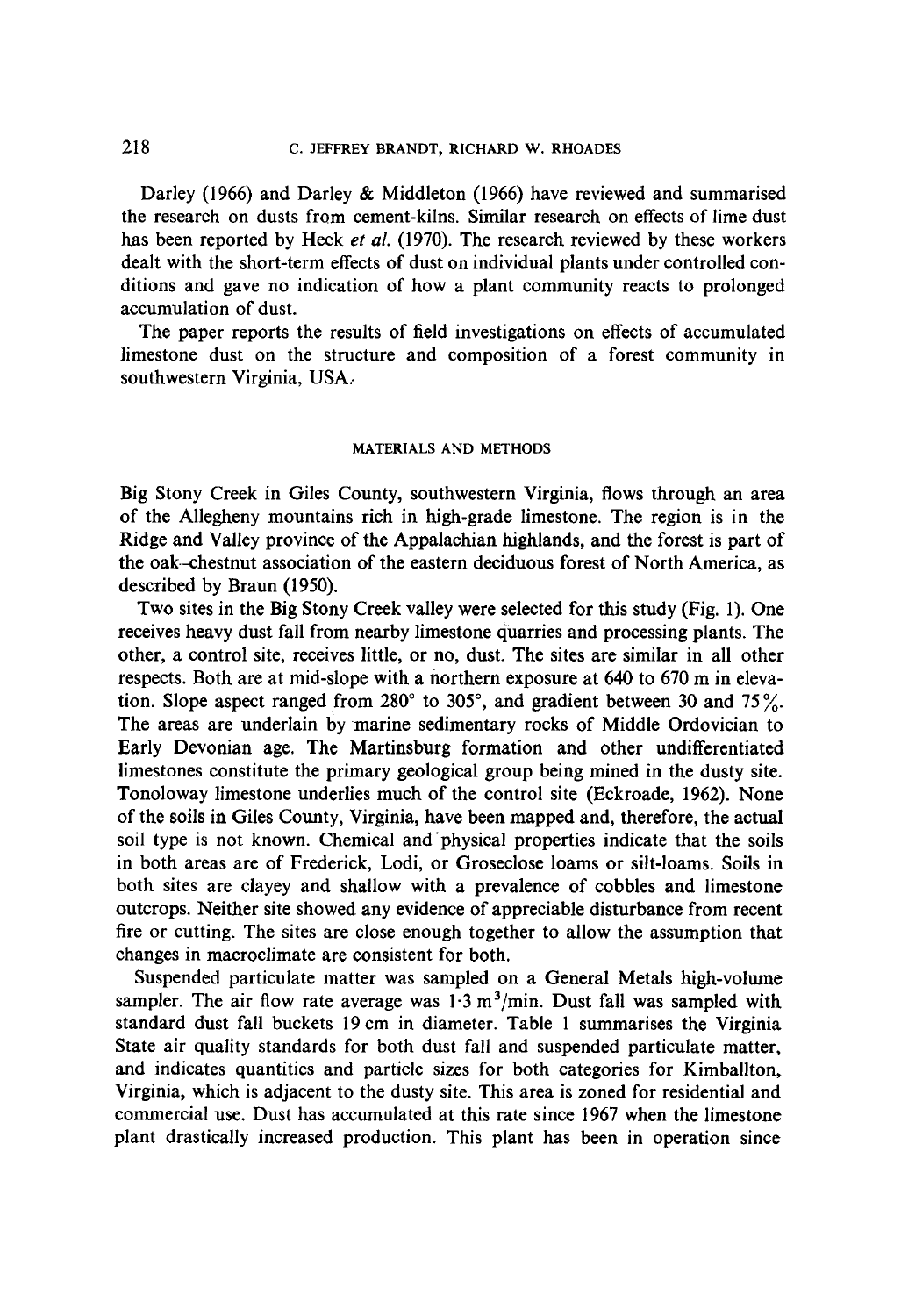Darley (1966) and Darley & Middleton (1966) have reviewed and summarised the research on dusts from cement-kilns. Similar research on effects of lime dust has been reported by Heck *et al.* (1970). The research reviewed by these workers dealt with the short-term effects of dust on individual plants under controlled conditions and gave no indication of how a plant community reacts to prolonged accumulation of dust.

The paper reports the results of field investigations on effects of accumulated limestone dust on the structure and composition of a forest community in southwestern Virginia, USA.

## MATERIALS AND METHODS

Big Stony Creek in Giles County, southwestern Virginia, flows through an area of the Allegheny mountains rich in high-grade limestone. The region is in the Ridge and Valley province of the Appalachian highlands, and the forest is part of the oak–chestnut association of the eastern deciduous forest of North America, as described by Braun (1950).

Two sites in the Big Stony Creek valley were selected for this study (Fig. 1). One receives heavy dust fall from nearby limestone quarries and processing plants. The other, a control site, receives little, or no, dust. The sites are similar in all other respects. Both are at mid-slope with a northern exposure at 640 to 670 m in elevation. Slope aspect ranged from 280° to 305°, and gradient between 30 and 75%. The areas are underlain by marine sedimentary rocks of Middle Ordovician to Early Devonian age. The Martinsburg formation and other undifferentiated limestones constitute the primary geological group being mined in the dusty site. Tonoloway limestone underlies much of the control site (Eckroade, 1962). None of the soils in Giles County, Virginia, have been mapped and, therefore, the actual soil type is not known. Chemical and physical properties indicate that the soils in both areas are of Frederick, Lodi, or Groseclose loams or silt-loams. Soils in both sites are clayey and shallow with a prevalence of cobbles and limestone outcrops. Neither site showed any evidence of appreciable disturbance from recent fire or cutting. The sites are close enough together to allow the assumption that changes in macroclimate are consistent for both.

Suspended particulate matter was sampled on a General Metals high-volume sampler. The air flow rate average was $1 \cdot 3\ m^3/min$. Dust fall was sampled with standard dust fall buckets 19 cm in diameter. Table 1 summarises the Virginia State air quality standards for both dust fall and suspended particulate matter, and indicates quantities and particle sizes for both categories for Kimballton, Virginia, which is adjacent to the dusty site. This area is zoned for residential and commercial use. Dust has accumulated at this rate since 1967 when the limestone plant drastically increased production. This plant has been in operation since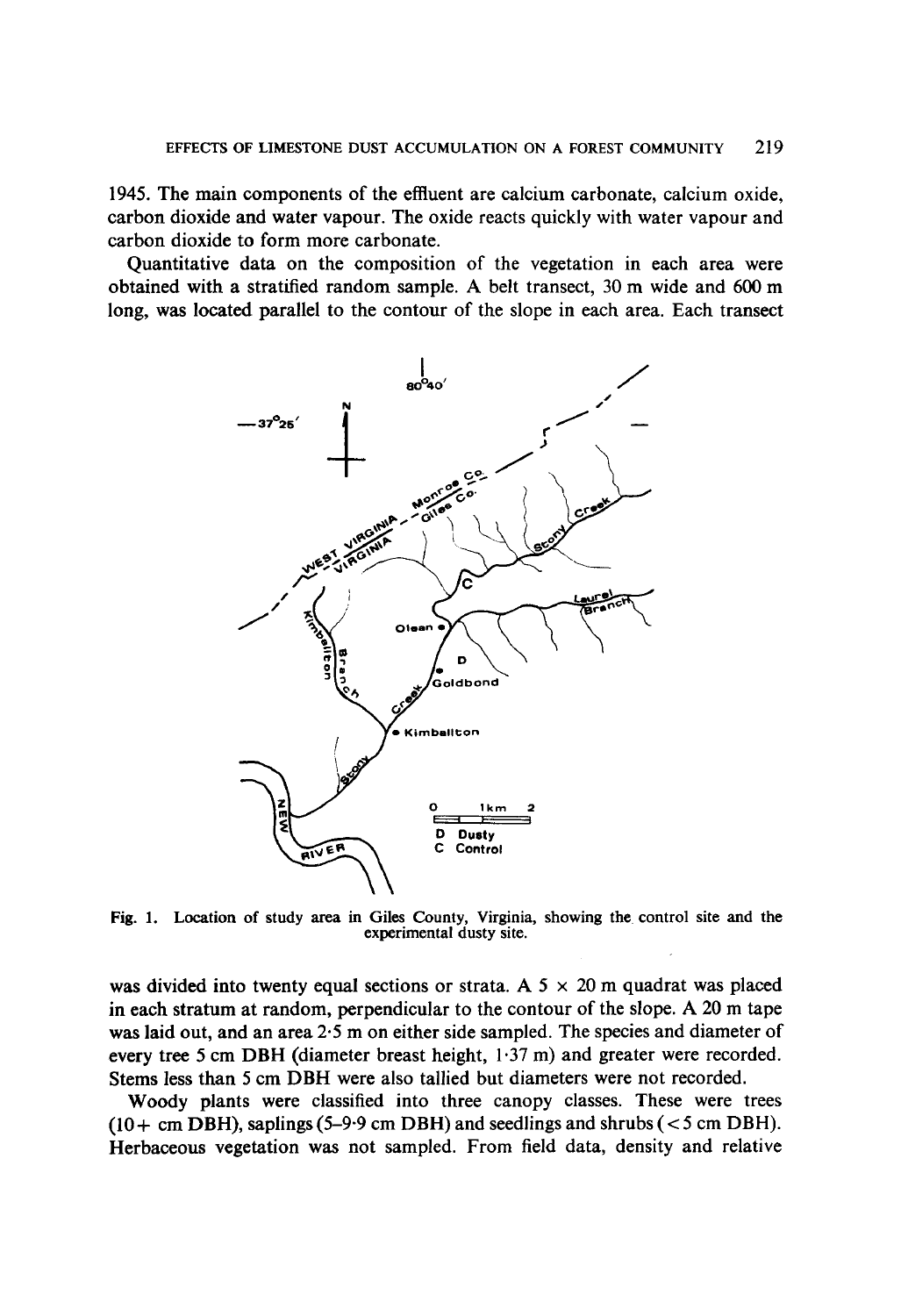1945. The main components of the effluent are calcium carbonate, calcium oxide, carbon dioxide and water vapour. The oxide reacts quickly with water vapour and carbon dioxide to form more carbonate.

Quantitative data on the composition of the vegetation in each area were obtained with a stratified random sample. A belt transect, 30 m wide and 600 m long, was located parallel to the contour of the slope in each area. Each transect

Fig. 1. Location of study area in Giles County, Virginia, showing the control site and the experimental dusty site.

was divided into twenty equal sections or strata. A 5 × 20 m quadrat was placed in each stratum at random, perpendicular to the contour of the slope. A 20 m tape was laid out, and an area 2·5 m on either side sampled. The species and diameter of every tree 5 cm DBH (diameter breast height, 1·37 m) and greater were recorded. Stems less than 5 cm DBH were also tallied but diameters were not recorded.

Woody plants were classified into three canopy classes. These were trees (10+ cm DBH), saplings (5–9·9 cm DBH) and seedlings and shrubs (< 5 cm DBH). Herbaceous vegetation was not sampled. From field data, density and relative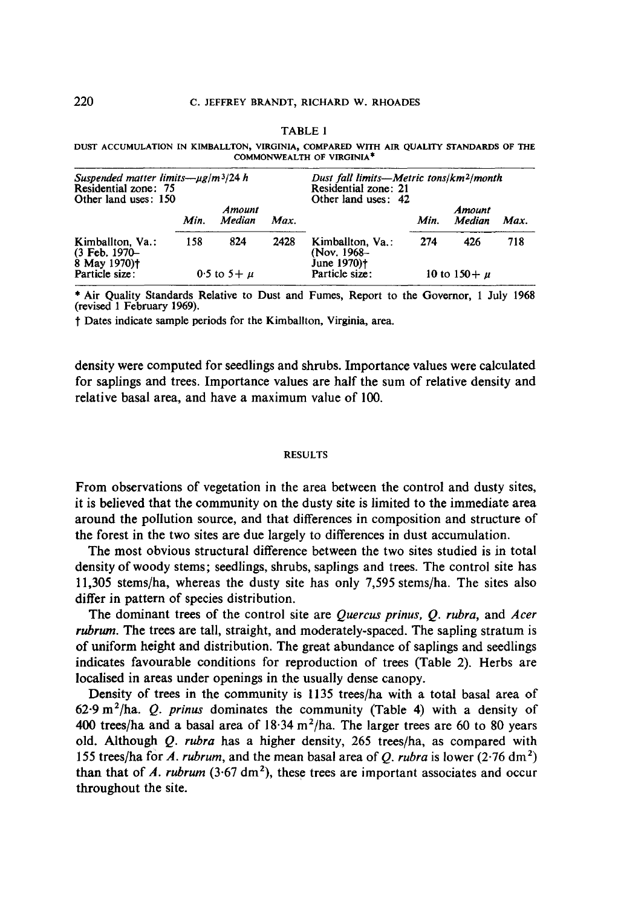TABLE 1

DUST ACCUMULATION IN KIMBALLTON, VIRGINIA, COMPARED WITH AIR QUALITY STANDARDS OF THE COMMONWEALTH OF VIRGINIA*

| *Suspended matter limits—μg/m³/24 h* Residential zone: 75 Other land uses: 150 | Min. | Amount Median | Max. | *Dust fall limits—Metric tons/km²/month* Residential zone: 21 Other land uses: 42 | Min. | Amount Median | Max. |
|---|---|---|---|---|---|---|---|
| Kimballton, Va.: (3 Feb. 1970–8 May 1970)† | 158 | 824 | 2428 | Kimballton, Va.: (Nov. 1968–June 1970)† | 274 | 426 | 718 |
| Particle size: | | 0·5 to 5+ μ | | Particle size: | | 10 to 150+ μ | |

\* Air Quality Standards Relative to Dust and Fumes, Report to the Governor, 1 July 1968 (revised 1 February 1969).

† Dates indicate sample periods for the Kimballton, Virginia, area.

density were computed for seedlings and shrubs. Importance values were calculated for saplings and trees. Importance values are half the sum of relative density and relative basal area, and have a maximum value of 100.

## RESULTS

From observations of vegetation in the area between the control and dusty sites, it is believed that the community on the dusty site is limited to the immediate area around the pollution source, and that differences in composition and structure of the forest in the two sites are due largely to differences in dust accumulation.

The most obvious structural difference between the two sites studied is in total density of woody stems; seedlings, shrubs, saplings and trees. The control site has 11,305 stems/ha, whereas the dusty site has only 7,595 stems/ha. The sites also differ in pattern of species distribution.

The dominant trees of the control site are *Quercus prinus*, *Q. rubra*, and *Acer rubrum*. The trees are tall, straight, and moderately-spaced. The sapling stratum is of uniform height and distribution. The great abundance of saplings and seedlings indicates favourable conditions for reproduction of trees (Table 2). Herbs are localised in areas under openings in the usually dense canopy.

Density of trees in the community is 1135 trees/ha with a total basal area of 62·9 m²/ha. *Q. prinus* dominates the community (Table 4) with a density of 400 trees/ha and a basal area of 18·34 m²/ha. The larger trees are 60 to 80 years old. Although *Q. rubra* has a higher density, 265 trees/ha, as compared with 155 trees/ha for *A. rubrum*, and the mean basal area of *Q. rubra* is lower (2·76 dm²) than that of *A. rubrum* (3·67 dm²), these trees are important associates and occur throughout the site.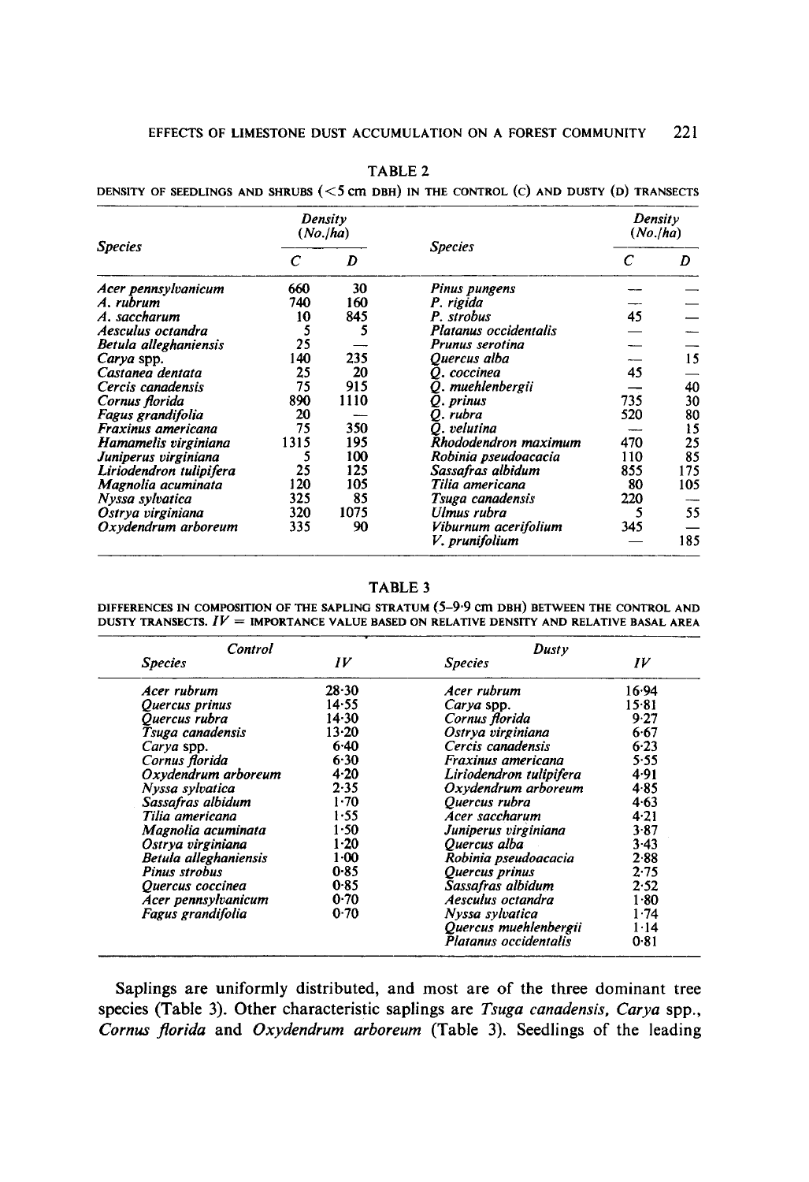TABLE 2

DENSITY OF SEEDLINGS AND SHRUBS (<5 cm DBH) IN THE CONTROL (C) AND DUSTY (D) TRANSECTS

| Species | Density (No./ha) | | Species | Density (No./ha) | |
|---|---|---|---|---|---|
| | C | D | | C | D |
| *Acer pennsylvanicum* | 660 | 30 | *Pinus pungens* | — | — |
| *A. rubrum* | 740 | 160 | *P. rigida* | — | — |
| *A. saccharum* | 10 | 845 | *P. strobus* | 45 | — |
| *Aesculus octandra* | 5 | 5 | *Platanus occidentalis* | — | — |
| *Betula alleghaniensis* | 25 | — | *Prunus serotina* | — | — |
| *Carya* spp. | 140 | 235 | *Quercus alba* | — | 15 |
| *Castanea dentata* | 25 | 20 | *Q. coccinea* | 45 | — |
| *Cercis canadensis* | 75 | 915 | *Q. muehlenbergii* | — | 40 |
| *Cornus florida* | 890 | 1110 | *Q. prinus* | 735 | 30 |
| *Fagus grandifolia* | 20 | — | *Q. rubra* | 520 | 80 |
| *Fraxinus americana* | 75 | 350 | *Q. velutina* | — | 15 |
| *Hamamelis virginiana* | 1315 | 195 | *Rhododendron maximum* | 470 | 25 |
| *Juniperus virginiana* | 5 | 100 | *Robinia pseudoacacia* | 110 | 85 |
| *Liriodendron tulipifera* | 25 | 125 | *Sassafras albidum* | 855 | 175 |
| *Magnolia acuminata* | 120 | 105 | *Tilia americana* | 80 | 105 |
| *Nyssa sylvatica* | 325 | 85 | *Tsuga canadensis* | 220 | — |
| *Ostrya virginiana* | 320 | 1075 | *Ulmus rubra* | 5 | 55 |
| *Oxydendrum arboreum* | 335 | 90 | *Viburnum acerifolium* | 345 | — |
| | | | *V. prunifolium* | — | 185 |

TABLE 3

DIFFERENCES IN COMPOSITION OF THE SAPLING STRATUM (5–9·9 cm DBH) BETWEEN THE CONTROL AND DUSTY TRANSECTS. *IV* = IMPORTANCE VALUE BASED ON RELATIVE DENSITY AND RELATIVE BASAL AREA

| Control | | Dusty | |
|---|---|---|---|
| Species | *IV* | Species | *IV* |
| *Acer rubrum* | 28·30 | *Acer rubrum* | 16·94 |
| *Quercus prinus* | 14·55 | *Carya* spp. | 15·81 |
| *Quercus rubra* | 14·30 | *Cornus florida* | 9·27 |
| *Tsuga canadensis* | 13·20 | *Ostrya virginiana* | 6·67 |
| *Carya* spp. | 6·40 | *Cercis canadensis* | 6·23 |
| *Cornus florida* | 6·30 | *Fraxinus americana* | 5·55 |
| *Oxydendrum arboreum* | 4·20 | *Liriodendron tulipifera* | 4·91 |
| *Nyssa sylvatica* | 2·35 | *Oxydendrum arboreum* | 4·85 |
| *Sassafras albidum* | 1·70 | *Quercus rubra* | 4·63 |
| *Tilia americana* | 1·55 | *Acer saccharum* | 4·21 |
| *Magnolia acuminata* | 1·50 | *Juniperus virginiana* | 3·87 |
| *Ostrya virginiana* | 1·20 | *Quercus alba* | 3·43 |
| *Betula alleghaniensis* | 1·00 | *Robinia pseudoacacia* | 2·88 |
| *Pinus strobus* | 0·85 | *Quercus prinus* | 2·75 |
| *Quercus coccinea* | 0·85 | *Sassafras albidum* | 2·52 |
| *Acer pennsylvanicum* | 0·70 | *Aesculus octandra* | 1·80 |
| *Fagus grandifolia* | 0·70 | *Nyssa sylvatica* | 1·74 |
| | | *Quercus muehlenbergii* | 1·14 |
| | | *Platanus occidentalis* | 0·81 |

Saplings are uniformly distributed, and most are of the three dominant tree species (Table 3). Other characteristic saplings are *Tsuga canadensis, Carya* spp., *Cornus florida* and *Oxydendrum arboreum* (Table 3). Seedlings of the leading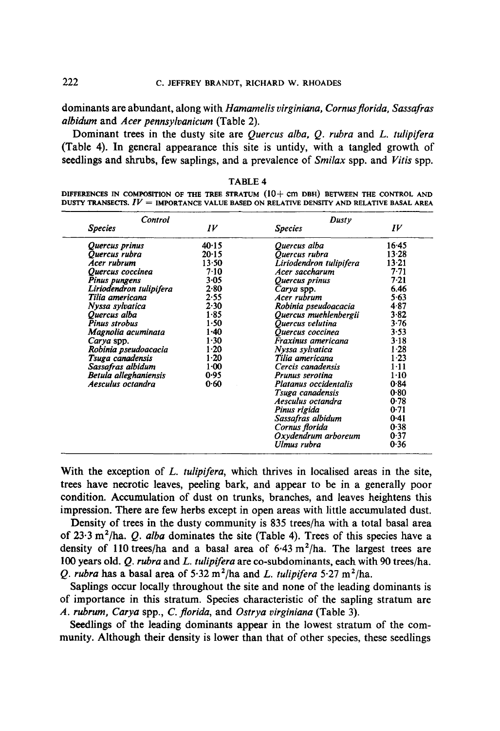dominants are abundant, along with *Hamamelis virginiana*, *Cornus florida*, *Sassafras albidum* and *Acer pennsylvanicum* (Table 2).

Dominant trees in the dusty site are *Quercus alba*, *Q. rubra* and *L. tulipifera* (Table 4). In general appearance this site is untidy, with a tangled growth of seedlings and shrubs, few saplings, and a prevalence of *Smilax* spp. and *Vitis* spp.

TABLE 4

DIFFERENCES IN COMPOSITION OF THE TREE STRATUM (10+ cm DBH) BETWEEN THE CONTROL AND DUSTY TRANSECTS. *IV* = IMPORTANCE VALUE BASED ON RELATIVE DENSITY AND RELATIVE BASAL AREA

| Control | | Dusty | |
|---|---|---|---|
| *Species* | *IV* | *Species* | *IV* |
| *Quercus prinus* | 40·15 | *Quercus alba* | 16·45 |
| *Quercus rubra* | 20·15 | *Quercus rubra* | 13·28 |
| *Acer rubrum* | 13·50 | *Liriodendron tulipifera* | 13·21 |
| *Quercus coccinea* | 7·10 | *Acer saccharum* | 7·71 |
| *Pinus pungens* | 3·05 | *Quercus prinus* | 7·21 |
| *Liriodendron tulipifera* | 2·80 | *Carya* spp. | 6.46 |
| *Tilia americana* | 2·55 | *Acer rubrum* | 5·63 |
| *Nyssa sylvatica* | 2·30 | *Robinia pseudoacacia* | 4·87 |
| *Quercus alba* | 1·85 | *Quercus muehlenbergii* | 3·82 |
| *Pinus strobus* | 1·50 | *Quercus velutina* | 3·76 |
| *Magnolia acuminata* | 1·40 | *Quercus coccinea* | 3·53 |
| *Carya* spp. | 1·30 | *Fraxinus americana* | 3·18 |
| *Robinia pseudoacacia* | 1·20 | *Nyssa sylvatica* | 1·28 |
| *Tsuga canadensis* | 1·20 | *Tilia americana* | 1·23 |
| *Sassafras albidum* | 1·00 | *Cercis canadensis* | 1·11 |
| *Betula alleghaniensis* | 0·95 | *Prunus serotina* | 1·10 |
| *Aesculus octandra* | 0·60 | *Platanus occidentalis* | 0·84 |
| | | *Tsuga canadensis* | 0·80 |
| | | *Aesculus octandra* | 0·78 |
| | | *Pinus rigida* | 0·71 |
| | | *Sassafras albidum* | 0·41 |
| | | *Cornus florida* | 0·38 |
| | | *Oxydendrum arboreum* | 0·37 |
| | | *Ulmus rubra* | 0·36 |

With the exception of *L. tulipifera*, which thrives in localised areas in the site, trees have necrotic leaves, peeling bark, and appear to be in a generally poor condition. Accumulation of dust on trunks, branches, and leaves heightens this impression. There are few herbs except in open areas with little accumulated dust.

Density of trees in the dusty community is 835 trees/ha with a total basal area of 23·3 $m^2$/ha. *Q. alba* dominates the site (Table 4). Trees of this species have a density of 110 trees/ha and a basal area of 6·43 $m^2$/ha. The largest trees are 100 years old. *Q. rubra* and *L. tulipifera* are co-subdominants, each with 90 trees/ha. *Q. rubra* has a basal area of 5·32 $m^2$/ha and *L. tulipifera* 5·27 $m^2$/ha.

Saplings occur locally throughout the site and none of the leading dominants is of importance in this stratum. Species characteristic of the sapling stratum are *A. rubrum*, *Carya* spp., *C. florida*, and *Ostrya virginiana* (Table 3).

Seedlings of the leading dominants appear in the lowest stratum of the community. Although their density is lower than that of other species, these seedlings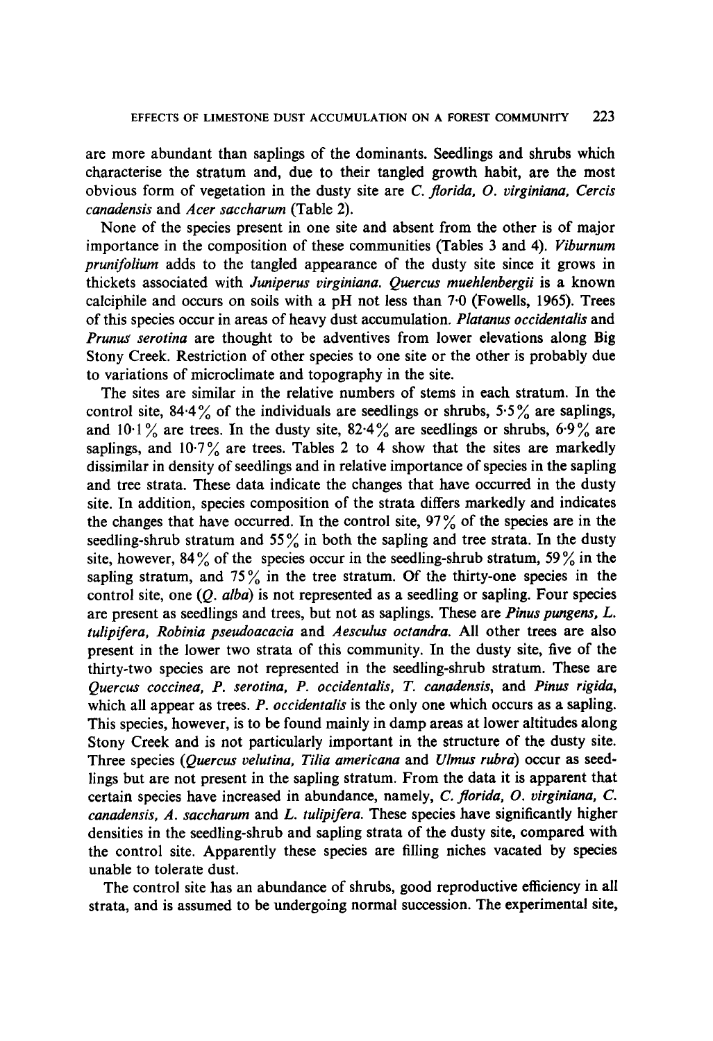are more abundant than saplings of the dominants. Seedlings and shrubs which characterise the stratum and, due to their tangled growth habit, are the most obvious form of vegetation in the dusty site are *C. florida*, *O. virginiana*, *Cercis canadensis* and *Acer saccharum* (Table 2).

None of the species present in one site and absent from the other is of major importance in the composition of these communities (Tables 3 and 4). *Viburnum prunifolium* adds to the tangled appearance of the dusty site since it grows in thickets associated with *Juniperus virginiana*. *Quercus muehlenbergii* is a known calciphile and occurs on soils with a pH not less than 7·0 (Fowells, 1965). Trees of this species occur in areas of heavy dust accumulation. *Platanus occidentalis* and *Prunus serotina* are thought to be adventives from lower elevations along Big Stony Creek. Restriction of other species to one site or the other is probably due to variations of microclimate and topography in the site.

The sites are similar in the relative numbers of stems in each stratum. In the control site, 84·4% of the individuals are seedlings or shrubs, 5·5% are saplings, and 10·1% are trees. In the dusty site, 82·4% are seedlings or shrubs, 6·9% are saplings, and 10·7% are trees. Tables 2 to 4 show that the sites are markedly dissimilar in density of seedlings and in relative importance of species in the sapling and tree strata. These data indicate the changes that have occurred in the dusty site. In addition, species composition of the strata differs markedly and indicates the changes that have occurred. In the control site, 97% of the species are in the seedling-shrub stratum and 55% in both the sapling and tree strata. In the dusty site, however, 84% of the species occur in the seedling-shrub stratum, 59% in the sapling stratum, and 75% in the tree stratum. Of the thirty-one species in the control site, one (*Q. alba*) is not represented as a seedling or sapling. Four species are present as seedlings and trees, but not as saplings. These are *Pinus pungens*, *L. tulipifera*, *Robinia pseudoacacia* and *Aesculus octandra*. All other trees are also present in the lower two strata of this community. In the dusty site, five of the thirty-two species are not represented in the seedling-shrub stratum. These are *Quercus coccinea*, *P. serotina*, *P. occidentalis*, *T. canadensis*, and *Pinus rigida*, which all appear as trees. *P. occidentalis* is the only one which occurs as a sapling. This species, however, is to be found mainly in damp areas at lower altitudes along Stony Creek and is not particularly important in the structure of the dusty site. Three species (*Quercus velutina*, *Tilia americana* and *Ulmus rubra*) occur as seedlings but are not present in the sapling stratum. From the data it is apparent that certain species have increased in abundance, namely, *C. florida*, *O. virginiana*, *C. canadensis*, *A. saccharum* and *L. tulipifera*. These species have significantly higher densities in the seedling-shrub and sapling strata of the dusty site, compared with the control site. Apparently these species are filling niches vacated by species unable to tolerate dust.

The control site has an abundance of shrubs, good reproductive efficiency in all strata, and is assumed to be undergoing normal succession. The experimental site,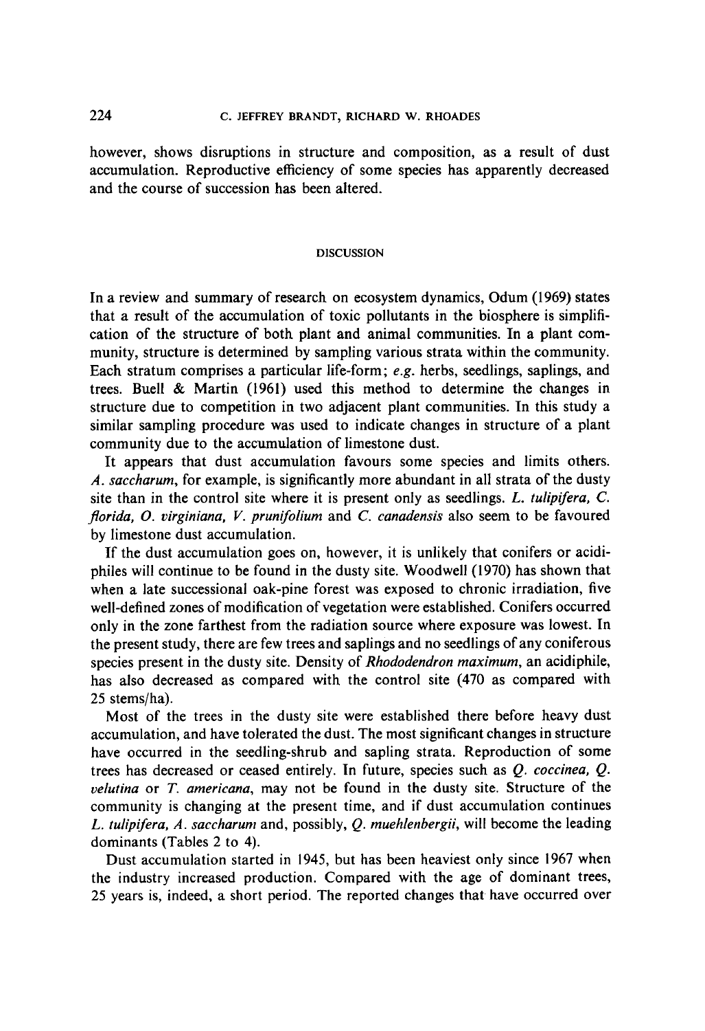however, shows disruptions in structure and composition, as a result of dust accumulation. Reproductive efficiency of some species has apparently decreased and the course of succession has been altered.

## DISCUSSION

In a review and summary of research on ecosystem dynamics, Odum (1969) states that a result of the accumulation of toxic pollutants in the biosphere is simplification of the structure of both plant and animal communities. In a plant community, structure is determined by sampling various strata within the community. Each stratum comprises a particular life-form; *e.g.* herbs, seedlings, saplings, and trees. Buell & Martin (1961) used this method to determine the changes in structure due to competition in two adjacent plant communities. In this study a similar sampling procedure was used to indicate changes in structure of a plant community due to the accumulation of limestone dust.

It appears that dust accumulation favours some species and limits others. *A. saccharum*, for example, is significantly more abundant in all strata of the dusty site than in the control site where it is present only as seedlings. *L. tulipifera, C. florida, O. virginiana, V. prunifolium* and *C. canadensis* also seem to be favoured by limestone dust accumulation.

If the dust accumulation goes on, however, it is unlikely that conifers or acidiphiles will continue to be found in the dusty site. Woodwell (1970) has shown that when a late successional oak-pine forest was exposed to chronic irradiation, five well-defined zones of modification of vegetation were established. Conifers occurred only in the zone farthest from the radiation source where exposure was lowest. In the present study, there are few trees and saplings and no seedlings of any coniferous species present in the dusty site. Density of ***Rhododendron maximum***, an acidiphile, has also decreased as compared with the control site (470 as compared with 25 stems/ha).

Most of the trees in the dusty site were established there before heavy dust accumulation, and have tolerated the dust. The most significant changes in structure have occurred in the seedling-shrub and sapling strata. Reproduction of some trees has decreased or ceased entirely. In future, species such as *Q. coccinea, Q. velutina* or *T. americana*, may not be found in the dusty site. Structure of the community is changing at the present time, and if dust accumulation continues *L. tulipifera, A. saccharum* and, possibly, *Q. muehlenbergii*, will become the leading dominants (Tables 2 to 4).

Dust accumulation started in 1945, but has been heaviest only since 1967 when the industry increased production. Compared with the age of dominant trees, 25 years is, indeed, a short period. The reported changes that have occurred over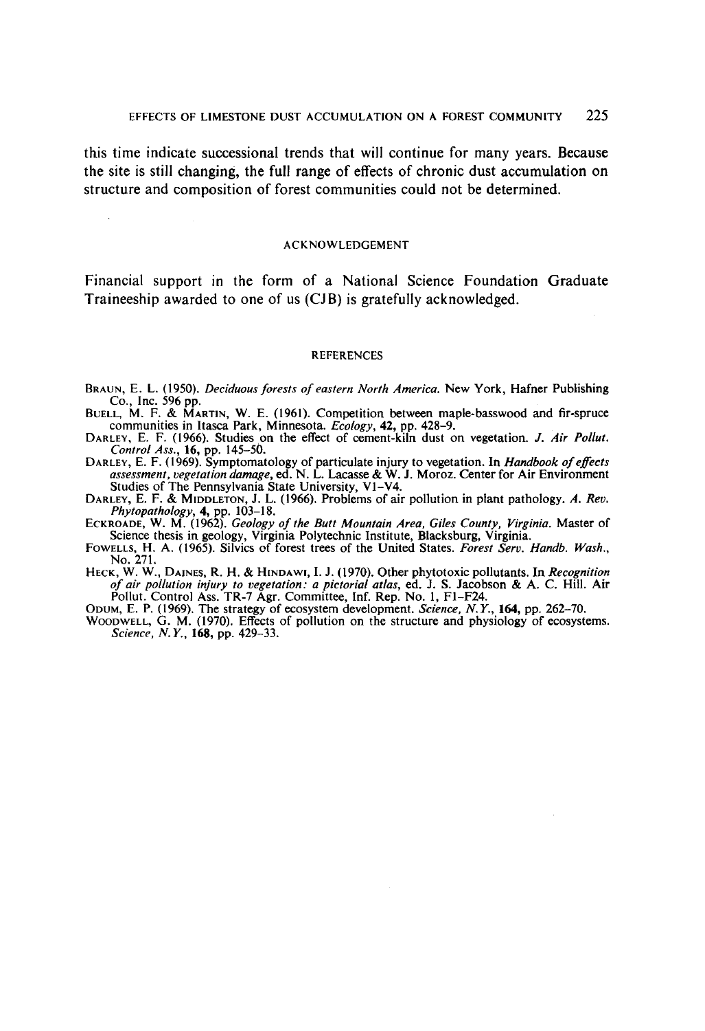this time indicate successional trends that will continue for many years. Because the site is still changing, the full range of effects of chronic dust accumulation on structure and composition of forest communities could not be determined.

## ACKNOWLEDGEMENT

Financial support in the form of a National Science Foundation Graduate Traineeship awarded to one of us (CJB) is gratefully acknowledged.

## REFERENCES

BRAUN, E. L. (1950). *Deciduous forests of eastern North America.* New York, Hafner Publishing Co., Inc. 596 pp.

BUELL, M. F. & MARTIN, W. E. (1961). Competition between maple-basswood and fir-spruce communities in Itasca Park, Minnesota. *Ecology*, **42**, pp. 428–9.

DARLEY, E. F. (1966). Studies on the effect of cement-kiln dust on vegetation. *J. Air Pollut. Control Ass.*, **16**, pp. 145–50.

DARLEY, E. F. (1969). Symptomatology of particulate injury to vegetation. In *Handbook of effects assessment, vegetation damage*, ed. N. L. Lacasse & W. J. Moroz. Center for Air Environment Studies of The Pennsylvania State University, V1–V4.

DARLEY, E. F. & MIDDLETON, J. L. (1966). Problems of air pollution in plant pathology. *A. Rev. Phytopathology*, **4**, pp. 103–18.

ECKROADE, W. M. (1962). *Geology of the Butt Mountain Area, Giles County, Virginia.* Master of Science thesis in geology, Virginia Polytechnic Institute, Blacksburg, Virginia.

FOWELLS, H. A. (1965). Silvics of forest trees of the United States. *Forest Serv. Handb. Wash.*, No. 271.

HECK, W. W., DAINES, R. H. & HINDAWI, I. J. (1970). Other phytotoxic pollutants. In *Recognition of air pollution injury to vegetation: a pictorial atlas*, ed. J. S. Jacobson & A. C. Hill. Air Pollut. Control Ass. TR-7 Agr. Committee, Inf. Rep. No. 1, F1–F24.

ODUM, E. P. (1969). The strategy of ecosystem development. *Science, N.Y.*, **164**, pp. 262–70.

WOODWELL, G. M. (1970). Effects of pollution on the structure and physiology of ecosystems. *Science, N.Y.*, **168**, pp. 429–33.